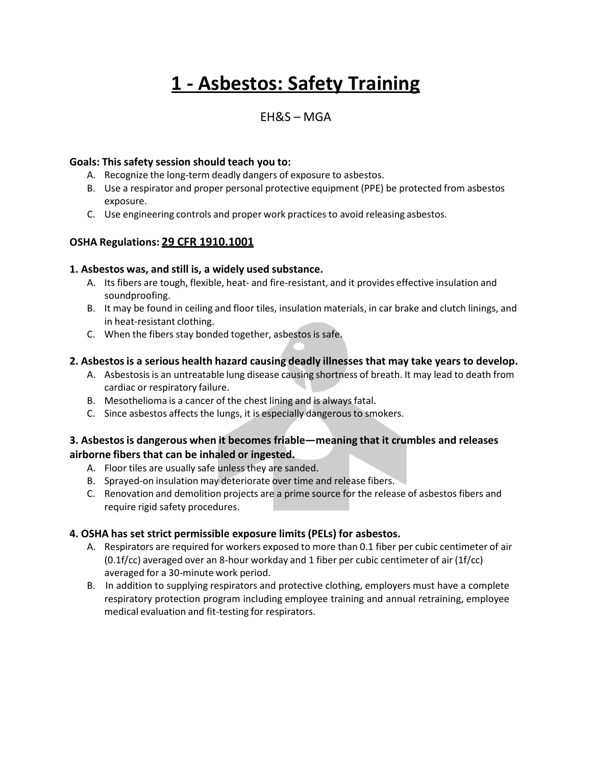# 1 - Asbestos: Safety Training

EH&S – MGA

**Goals: This safety session should teach you to:**

A. Recognize the long-term deadly dangers of exposure to asbestos.
B. Use a respirator and proper personal protective equipment (PPE) be protected from asbestos exposure.
C. Use engineering controls and proper work practices to avoid releasing asbestos.

**OSHA Regulations: 29 CFR 1910.1001**

### 1. Asbestos was, and still is, a widely used substance.

A. Its fibers are tough, flexible, heat- and fire-resistant, and it provides effective insulation and soundproofing.
B. It may be found in ceiling and floor tiles, insulation materials, in car brake and clutch linings, and in heat-resistant clothing.
C. When the fibers stay bonded together, asbestos is safe.

### 2. Asbestos is a serious health hazard causing deadly illnesses that may take years to develop.

A. Asbestosis is an untreatable lung disease causing shortness of breath. It may lead to death from cardiac or respiratory failure.
B. Mesothelioma is a cancer of the chest lining and is always fatal.
C. Since asbestos affects the lungs, it is especially dangerous to smokers.

### 3. Asbestos is dangerous when it becomes friable—meaning that it crumbles and releases airborne fibers that can be inhaled or ingested.

A. Floor tiles are usually safe unless they are sanded.
B. Sprayed-on insulation may deteriorate over time and release fibers.
C. Renovation and demolition projects are a prime source for the release of asbestos fibers and require rigid safety procedures.

### 4. OSHA has set strict permissible exposure limits (PELs) for asbestos.

A. Respirators are required for workers exposed to more than 0.1 fiber per cubic centimeter of air (0.1f/cc) averaged over an 8-hour workday and 1 fiber per cubic centimeter of air (1f/cc) averaged for a 30-minute work period.
B. In addition to supplying respirators and protective clothing, employers must have a complete respiratory protection program including employee training and annual retraining, employee medical evaluation and fit-testing for respirators.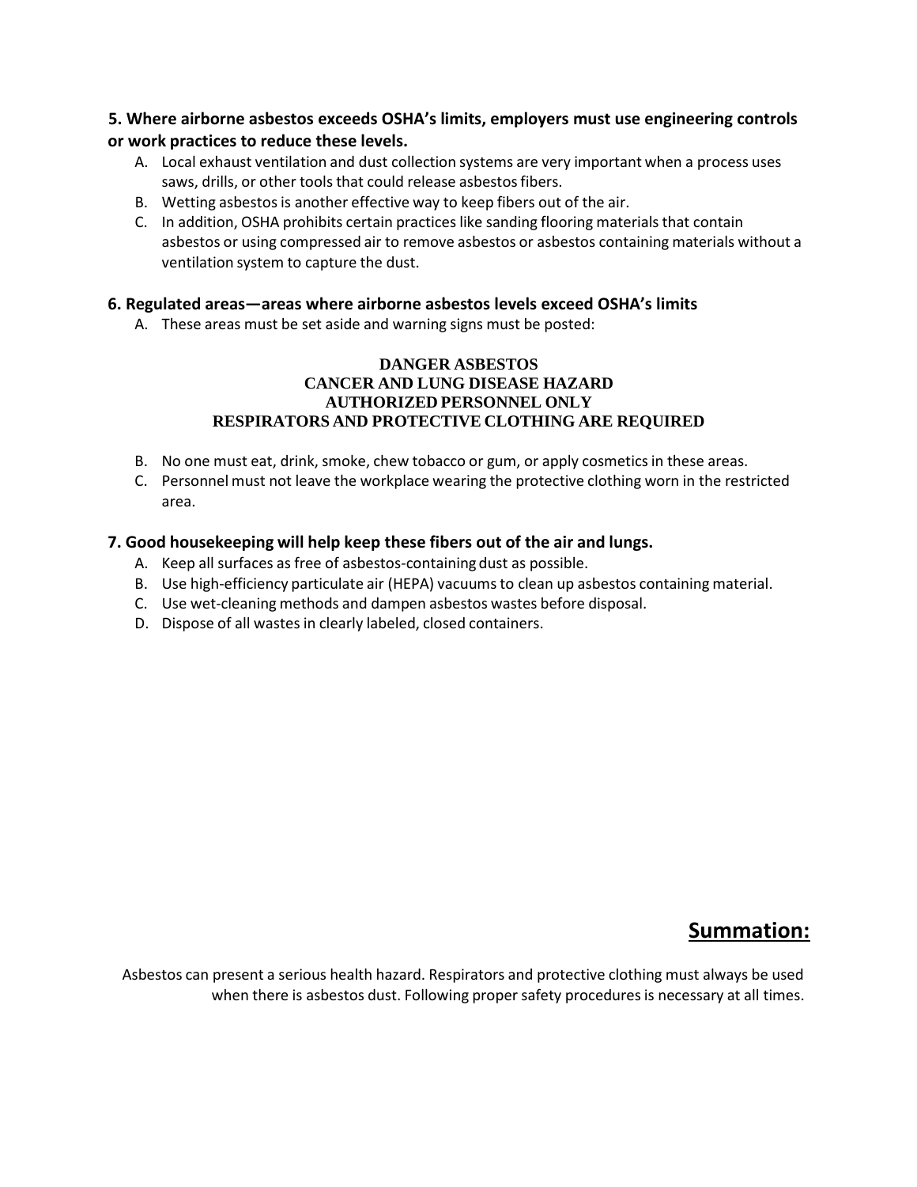**5. Where airborne asbestos exceeds OSHA's limits, employers must use engineering controls or work practices to reduce these levels.**

A. Local exhaust ventilation and dust collection systems are very important when a process uses saws, drills, or other tools that could release asbestos fibers.
B. Wetting asbestos is another effective way to keep fibers out of the air.
C. In addition, OSHA prohibits certain practices like sanding flooring materials that contain asbestos or using compressed air to remove asbestos or asbestos containing materials without a ventilation system to capture the dust.

**6. Regulated areas—areas where airborne asbestos levels exceed OSHA's limits**

A. These areas must be set aside and warning signs must be posted:

**DANGER ASBESTOS**
**CANCER AND LUNG DISEASE HAZARD**
**AUTHORIZED PERSONNEL ONLY**
**RESPIRATORS AND PROTECTIVE CLOTHING ARE REQUIRED**

B. No one must eat, drink, smoke, chew tobacco or gum, or apply cosmetics in these areas.
C. Personnel must not leave the workplace wearing the protective clothing worn in the restricted area.

**7. Good housekeeping will help keep these fibers out of the air and lungs.**

A. Keep all surfaces as free of asbestos-containing dust as possible.
B. Use high-efficiency particulate air (HEPA) vacuums to clean up asbestos containing material.
C. Use wet-cleaning methods and dampen asbestos wastes before disposal.
D. Dispose of all wastes in clearly labeled, closed containers.

## Summation:

Asbestos can present a serious health hazard. Respirators and protective clothing must always be used when there is asbestos dust. Following proper safety procedures is necessary at all times.